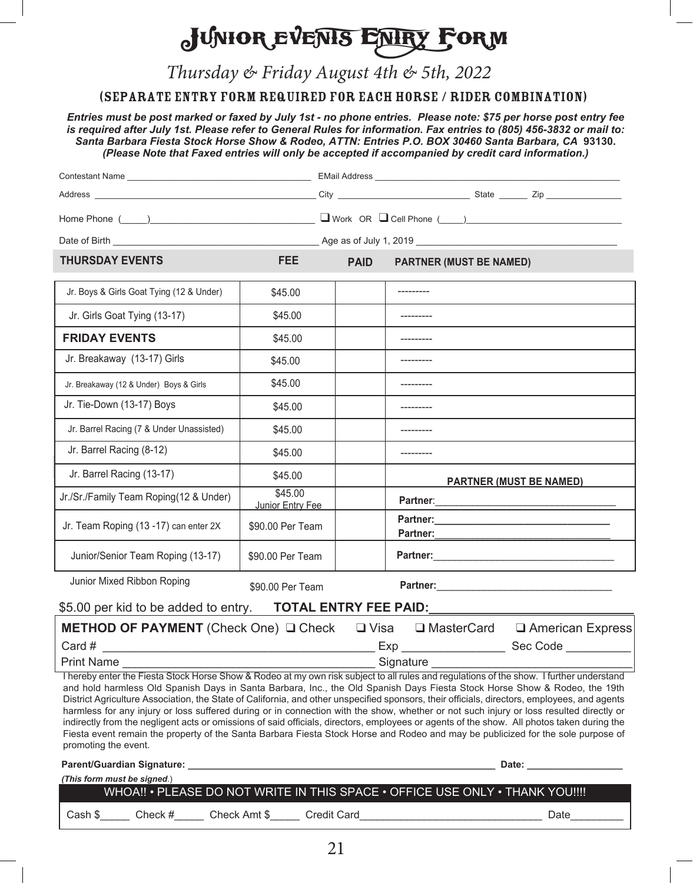# Junior Events Entry Form

*Thursday & Friday August 4th & 5th, 2022*

## (SEPARATE ENTRY FORM REQUIRED FOR EACH HORSE / RIDER COMBINATION)

***Entries must be post marked or faxed by July 1st - no phone entries. Please note: $75 per horse post entry fee is required after July 1st. Please refer to General Rules for information. Fax entries to (805) 456-3832 or mail to: Santa Barbara Fiesta Stock Horse Show & Rodeo, ATTN: Entries P.O. BOX 30460 Santa Barbara, CA* 93130. *(Please Note that Faxed entries will only be accepted if accompanied by credit card information.)***

Contestant Name ______________________ EMail Address ______________________

Address ______________________ City ______________ State ______ Zip ______________

Home Phone (_____)______________________ ❑ Work OR ❑ Cell Phone (_____)______________________

Date of Birth ______________________ Age as of July 1, 2019 ______________________

| THURSDAY EVENTS | FEE | PAID | PARTNER (MUST BE NAMED) |
|---|---|---|---|
| Jr. Boys & Girls Goat Tying (12 & Under) | $45.00 | | --------- |
| Jr. Girls Goat Tying (13-17) | $45.00 | | --------- |
| **FRIDAY EVENTS** | $45.00 | | --------- |
| Jr. Breakaway (13-17) Girls | $45.00 | | --------- |
| Jr. Breakaway (12 & Under) Boys & Girls | $45.00 | | --------- |
| Jr. Tie-Down (13-17) Boys | $45.00 | | --------- |
| Jr. Barrel Racing (7 & Under Unassisted) | $45.00 | | --------- |
| Jr. Barrel Racing (8-12) | $45.00 | | --------- |
| Jr. Barrel Racing (13-17) | $45.00 | | **PARTNER (MUST BE NAMED)** |
| Jr./Sr./Family Team Roping(12 & Under) | $45.00 Junior Entry Fee | | **Partner**:______________________ |
| Jr. Team Roping (13 -17) can enter 2X | $90.00 Per Team | | **Partner:**______________________ **Partner:**______________________ |
| Junior/Senior Team Roping (13-17) | $90.00 Per Team | | **Partner:**______________________ |
| Junior Mixed Ribbon Roping | $90.00 Per Team | | **Partner:**______________________ |

$5.00 per kid to be added to entry. **TOTAL ENTRY FEE PAID:**______________________

**METHOD OF PAYMENT** (Check One) ❑ Check ❑ Visa ❑ MasterCard ❑ American Express

Card # ______________________ Exp ______________ Sec Code __________

Print Name ______________________ Signature ______________________

I hereby enter the Fiesta Stock Horse Show & Rodeo at my own risk subject to all rules and regulations of the show. I further understand and hold harmless Old Spanish Days in Santa Barbara, Inc., the Old Spanish Days Fiesta Stock Horse Show & Rodeo, the 19th District Agriculture Association, the State of California, and other unspecified sponsors, their officials, directors, employees, and agents harmless for any injury or loss suffered during or in connection with the show, whether or not such injury or loss resulted directly or indirectly from the negligent acts or omissions of said officials, directors, employees or agents of the show. All photos taken during the Fiesta event remain the property of the Santa Barbara Fiesta Stock Horse and Rodeo and may be publicized for the sole purpose of promoting the event.

**Parent/Guardian Signature:** ______________________ **Date:** ______________

***(This form must be signed.)***

WHOA!! • PLEASE DO NOT WRITE IN THIS SPACE • OFFICE USE ONLY • THANK YOU!!!!

Cash $_____ Check #_____ Check Amt $_____ Credit Card______________________ Date_________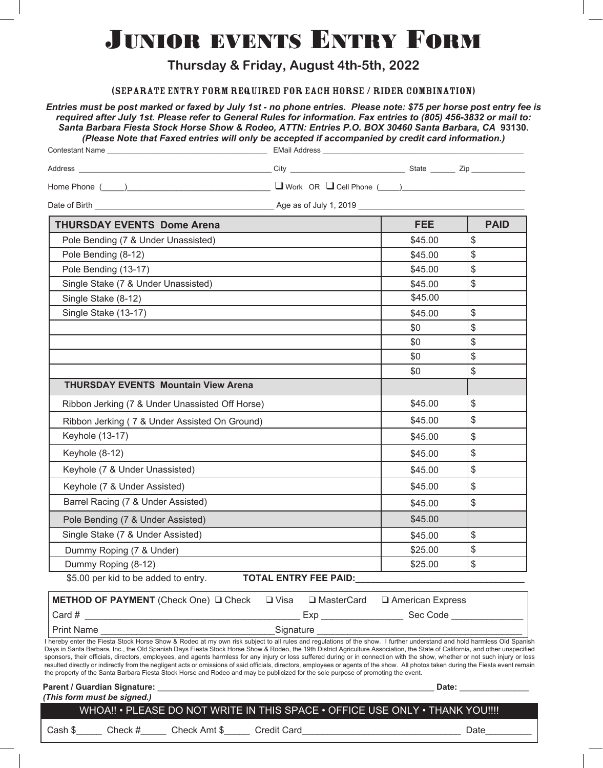# Junior events Entry Form

**Thursday & Friday, August 4th-5th, 2022**

(SEPARATE ENTRY FORM REQUIRED FOR EACH HORSE / RIDER COMBINATION)

***Entries must be post marked or faxed by July 1st - no phone entries. Please note: $75 per horse post entry fee is required after July 1st. Please refer to General Rules for information. Fax entries to (805) 456-3832 or mail to: Santa Barbara Fiesta Stock Horse Show & Rodeo, ATTN: Entries P.O. BOX 30460 Santa Barbara, CA 93130. (Please Note that Faxed entries will only be accepted if accompanied by credit card information.)***

Contestant Name ______________________ EMail Address ______________________

Address ______________________ City ______________ State ______ Zip ____________

Home Phone (_____)______________________ ❑ Work OR ❑ Cell Phone (_____)______________________

Date of Birth ______________________ Age as of July 1, 2019 ______________________

| THURSDAY EVENTS Dome Arena | FEE | PAID |
|---|---|---|
| Pole Bending (7 & Under Unassisted) | $45.00 | $ |
| Pole Bending (8-12) | $45.00 | $ |
| Pole Bending (13-17) | $45.00 | $ |
| Single Stake (7 & Under Unassisted) | $45.00 | $ |
| Single Stake (8-12) | $45.00 | |
| Single Stake (13-17) | $45.00 | $ |
| | $0 | $ |
| | $0 | $ |
| | $0 | $ |
| | $0 | $ |
| **THURSDAY EVENTS Mountain View Arena** | | |
| Ribbon Jerking (7 & Under Unassisted Off Horse) | $45.00 | $ |
| Ribbon Jerking ( 7 & Under Assisted On Ground) | $45.00 | $ |
| Keyhole (13-17) | $45.00 | $ |
| Keyhole (8-12) | $45.00 | $ |
| Keyhole (7 & Under Unassisted) | $45.00 | $ |
| Keyhole (7 & Under Assisted) | $45.00 | $ |
| Barrel Racing (7 & Under Assisted) | $45.00 | $ |
| Pole Bending (7 & Under Assisted) | $45.00 | |
| Single Stake (7 & Under Assisted) | $45.00 | $ |
| Dummy Roping (7 & Under) | $25.00 | $ |
| Dummy Roping (8-12) | $25.00 | $ |

$5.00 per kid to be added to entry. **TOTAL ENTRY FEE PAID:**______________________

**METHOD OF PAYMENT** (Check One) ❑ Check ❑ Visa ❑ MasterCard ❑ American Express

Card # ______________________ Exp ____________ Sec Code ____________

Print Name ______________________ Signature ______________________

I hereby enter the Fiesta Stock Horse Show & Rodeo at my own risk subject to all rules and regulations of the show. I further understand and hold harmless Old Spanish Days in Santa Barbara, Inc., the Old Spanish Days Fiesta Stock Horse Show & Rodeo, the 19th District Agriculture Association, the State of California, and other unspecified sponsors, their officials, directors, employees, and agents harmless for any injury or loss suffered during or in connection with the show, whether or not such injury or loss resulted directly or indirectly from the negligent acts or omissions of said officials, directors, employees or agents of the show. All photos taken during the Fiesta event remain the property of the Santa Barbara Fiesta Stock Horse and Rodeo and may be publicized for the sole purpose of promoting the event.

**Parent / Guardian Signature:** ______________________ **Date:** ____________

***(This form must be signed.)***

WHOA!! • PLEASE DO NOT WRITE IN THIS SPACE • OFFICE USE ONLY • THANK YOU!!!!

Cash $_____ Check #_____ Check Amt $_____ Credit Card______________________ Date_________